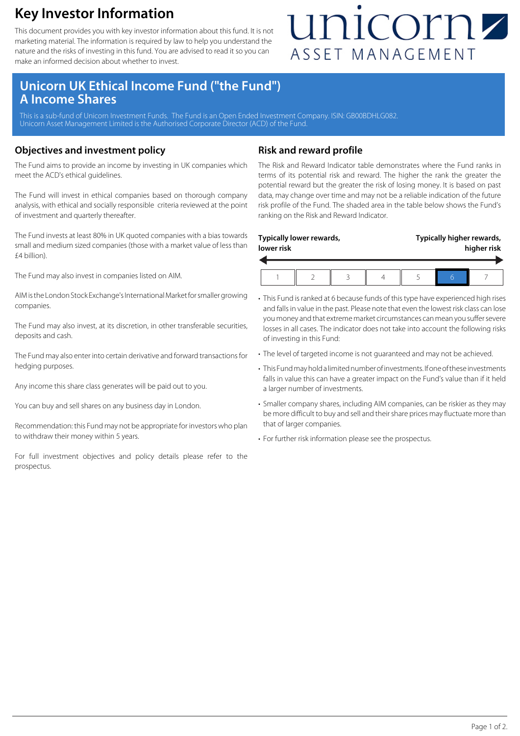# Key Investor Information

This document provides you with key investor information about this fund. It is not marketing material. The information is required by law to help you understand the nature and the risks of investing in this fund. You are advised to read it so you can make an informed decision about whether to invest.

unicorn ASSET MANAGEMENT

## Unicorn UK Ethical Income Fund ("the Fund") A Income Shares

This is a sub-fund of Unicorn Investment Funds. The Fund is an Open Ended Investment Company. ISIN: GB00BDHLG082. Unicorn Asset Management Limited is the Authorised Corporate Director (ACD) of the Fund.

## Objectives and investment policy

The Fund aims to provide an income by investing in UK companies which meet the ACD's ethical guidelines.

The Fund will invest in ethical companies based on thorough company analysis, with ethical and socially responsible criteria reviewed at the point of investment and quarterly thereafter.

The Fund invests at least 80% in UK quoted companies with a bias towards small and medium sized companies (those with a market value of less than £4 billion).

The Fund may also invest in companies listed on AIM.

AIM is the London Stock Exchange's International Market for smaller growing companies.

The Fund may also invest, at its discretion, in other transferable securities, deposits and cash.

The Fund may also enter into certain derivative and forward transactions for hedging purposes.

Any income this share class generates will be paid out to you.

You can buy and sell shares on any business day in London.

Recommendation: this Fund may not be appropriate for investors who plan to withdraw their money within 5 years.

For full investment objectives and policy details please refer to the prospectus.

## Risk and reward profile

The Risk and Reward Indicator table demonstrates where the Fund ranks in terms of its potential risk and reward. The higher the rank the greater the potential reward but the greater the risk of losing money. It is based on past data, may change over time and may not be a reliable indication of the future risk profile of the Fund. The shaded area in the table below shows the Fund's ranking on the Risk and Reward Indicator.

**Typically lower rewards, lower risk** ← → **Typically higher rewards, higher risk**

| 1 | 2 | 3 | 4 | 5 | **6** | 7 |
|---|---|---|---|---|---|---|

- This Fund is ranked at 6 because funds of this type have experienced high rises and falls in value in the past. Please note that even the lowest risk class can lose you money and that extreme market circumstances can mean you suffer severe losses in all cases. The indicator does not take into account the following risks of investing in this Fund:
- The level of targeted income is not guaranteed and may not be achieved.
- This Fund may hold a limited number of investments. If one of these investments falls in value this can have a greater impact on the Fund's value than if it held a larger number of investments.
- Smaller company shares, including AIM companies, can be riskier as they may be more difficult to buy and sell and their share prices may fluctuate more than that of larger companies.
- For further risk information please see the prospectus.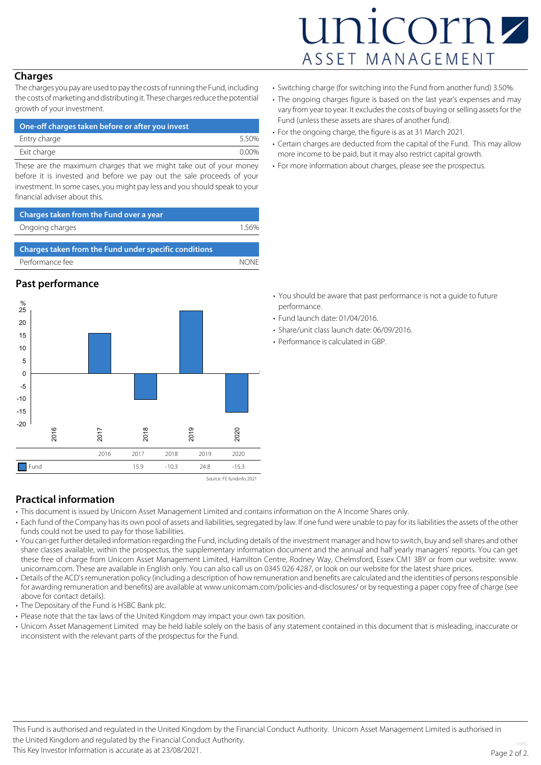## Charges

The charges you pay are used to pay the costs of running the Fund, including the costs of marketing and distributing it. These charges reduce the potential growth of your investment.

| One-off charges taken before or after you invest | |
|---|---|
| Entry charge | 5.50% |
| Exit charge | 0.00% |

These are the maximum charges that we might take out of your money before it is invested and before we pay out the sale proceeds of your investment. In some cases, you might pay less and you should speak to your financial adviser about this.

| Charges taken from the Fund over a year | |
|---|---|
| Ongoing charges | 1.56% |

| Charges taken from the Fund under specific conditions | |
|---|---|
| Performance fee | NONE |

- Switching charge (for switching into the Fund from another fund) 3.50%.
- The ongoing charges figure is based on the last year's expenses and may vary from year to year. It excludes the costs of buying or selling assets for the Fund (unless these assets are shares of another fund).
- For the ongoing charge, the figure is as at 31 March 2021.
- Certain charges are deducted from the capital of the Fund. This may allow more income to be paid, but it may also restrict capital growth.
- For more information about charges, please see the prospectus.

## Past performance

%
25
20
15
10
5
0
-5
-10
-15
-20

2016 2017 2018 2019 2020

| | 2016 | 2017 | 2018 | 2019 | 2020 |
|---|---|---|---|---|---|
| Fund | | 15.9 | -10.3 | 24.8 | -15.3 |

Source: FE fundinfo 2021

- You should be aware that past performance is not a guide to future performance.
- Fund launch date: 01/04/2016.
- Share/unit class launch date: 06/09/2016.
- Performance is calculated in GBP.

## Practical information

- This document is issued by Unicorn Asset Management Limited and contains information on the A Income Shares only.
- Each fund of the Company has its own pool of assets and liabilities, segregated by law. If one fund were unable to pay for its liabilities the assets of the other funds could not be used to pay for those liabilities.
- You can get further detailed information regarding the Fund, including details of the investment manager and how to switch, buy and sell shares and other share classes available, within the prospectus, the supplementary information document and the annual and half yearly managers' reports. You can get these free of charge from Unicorn Asset Management Limited, Hamilton Centre, Rodney Way, Chelmsford, Essex CM1 3BY or from our website: www.unicornam.com. These are available in English only. You can also call us on 0345 026 4287, or look on our website for the latest share prices.
- Details of the ACD's remuneration policy (including a description of how remuneration and benefits are calculated and the identities of persons responsible for awarding remuneration and benefits) are available at www.unicornam.com/policies-and-disclosures/ or by requesting a paper copy free of charge (see above for contact details).
- The Depositary of the Fund is HSBC Bank plc.
- Please note that the tax laws of the United Kingdom may impact your own tax position.
- Unicorn Asset Management Limited may be held liable solely on the basis of any statement contained in this document that is misleading, inaccurate or inconsistent with the relevant parts of the prospectus for the Fund.

This Fund is authorised and regulated in the United Kingdom by the Financial Conduct Authority. Unicorn Asset Management Limited is authorised in the United Kingdom and regulated by the Financial Conduct Authority.
This Key Investor Information is accurate as at 23/08/2021.